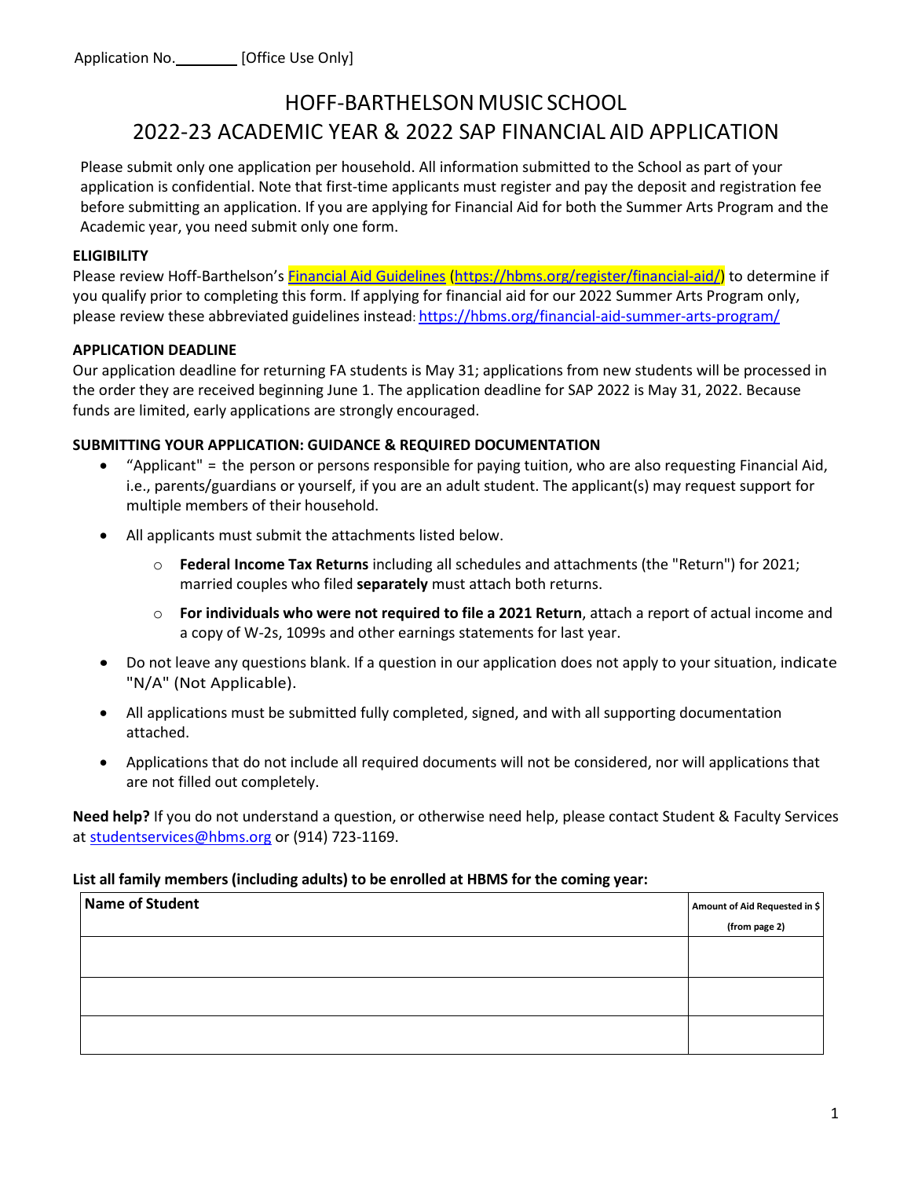Application No.________ [Office Use Only]

# HOFF-BARTHELSON MUSIC SCHOOL
# 2022-23 ACADEMIC YEAR & 2022 SAP FINANCIAL AID APPLICATION

Please submit only one application per household. All information submitted to the School as part of your application is confidential. Note that first-time applicants must register and pay the deposit and registration fee before submitting an application. If you are applying for Financial Aid for both the Summer Arts Program and the Academic year, you need submit only one form.

**ELIGIBILITY**

Please review Hoff-Barthelson's Financial Aid Guidelines (https://hbms.org/register/financial-aid/) to determine if you qualify prior to completing this form. If applying for financial aid for our 2022 Summer Arts Program only, please review these abbreviated guidelines instead: https://hbms.org/financial-aid-summer-arts-program/

**APPLICATION DEADLINE**

Our application deadline for returning FA students is May 31; applications from new students will be processed in the order they are received beginning June 1. The application deadline for SAP 2022 is May 31, 2022. Because funds are limited, early applications are strongly encouraged.

**SUBMITTING YOUR APPLICATION: GUIDANCE & REQUIRED DOCUMENTATION**

- "Applicant" = the person or persons responsible for paying tuition, who are also requesting Financial Aid, i.e., parents/guardians or yourself, if you are an adult student. The applicant(s) may request support for multiple members of their household.
- All applicants must submit the attachments listed below.
  - **Federal Income Tax Returns** including all schedules and attachments (the "Return") for 2021; married couples who filed **separately** must attach both returns.
  - **For individuals who were not required to file a 2021 Return**, attach a report of actual income and a copy of W-2s, 1099s and other earnings statements for last year.
- Do not leave any questions blank. If a question in our application does not apply to your situation, indicate "N/A" (Not Applicable).
- All applications must be submitted fully completed, signed, and with all supporting documentation attached.
- Applications that do not include all required documents will not be considered, nor will applications that are not filled out completely.

**Need help?** If you do not understand a question, or otherwise need help, please contact Student & Faculty Services at studentservices@hbms.org or (914) 723-1169.

**List all family members (including adults) to be enrolled at HBMS for the coming year:**

| Name of Student | Amount of Aid Requested in $ (from page 2) |
|---|---|
| | |
| | |
| | |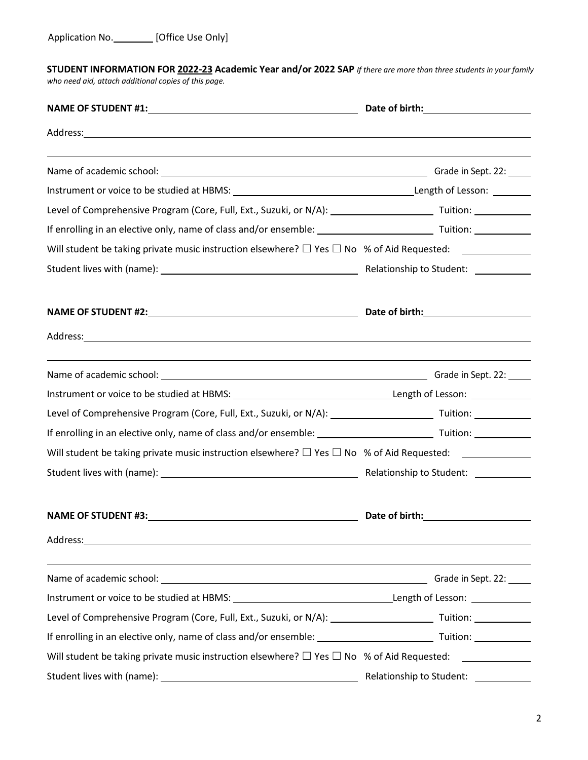Application No.________ [Office Use Only]

**STUDENT INFORMATION FOR 2022-23 Academic Year and/or 2022 SAP** *If there are more than three students in your family who need aid, attach additional copies of this page.*

**NAME OF STUDENT #1:** ______________________________ **Date of birth:** ______________

Address: ____________________________________________________________

____________________________________________________________

Name of academic school: ______________________________ Grade in Sept. 22: ____

Instrument or voice to be studied at HBMS: ______________________ Length of Lesson: ______

Level of Comprehensive Program (Core, Full, Ext., Suzuki, or N/A): ______________ Tuition: ________

If enrolling in an elective only, name of class and/or ensemble: ______________ Tuition: ________

Will student be taking private music instruction elsewhere? ☐ Yes ☐ No % of Aid Requested: ________

Student lives with (name): ______________________ Relationship to Student: ________

**NAME OF STUDENT #2:** ______________________________ **Date of birth:** ______________

Address: ____________________________________________________________

____________________________________________________________

Name of academic school: ______________________________ Grade in Sept. 22: ____

Instrument or voice to be studied at HBMS: ______________________ Length of Lesson: ______

Level of Comprehensive Program (Core, Full, Ext., Suzuki, or N/A): ______________ Tuition: ________

If enrolling in an elective only, name of class and/or ensemble: ______________ Tuition: ________

Will student be taking private music instruction elsewhere? ☐ Yes ☐ No % of Aid Requested: ________

Student lives with (name): ______________________ Relationship to Student: ________

**NAME OF STUDENT #3:** ______________________________ **Date of birth:** ______________

Address: ____________________________________________________________

____________________________________________________________

Name of academic school: ______________________________ Grade in Sept. 22: ____

Instrument or voice to be studied at HBMS: ______________________ Length of Lesson: ______

Level of Comprehensive Program (Core, Full, Ext., Suzuki, or N/A): ______________ Tuition: ________

If enrolling in an elective only, name of class and/or ensemble: ______________ Tuition: ________

Will student be taking private music instruction elsewhere? ☐ Yes ☐ No % of Aid Requested: ________

Student lives with (name): ______________________ Relationship to Student: ________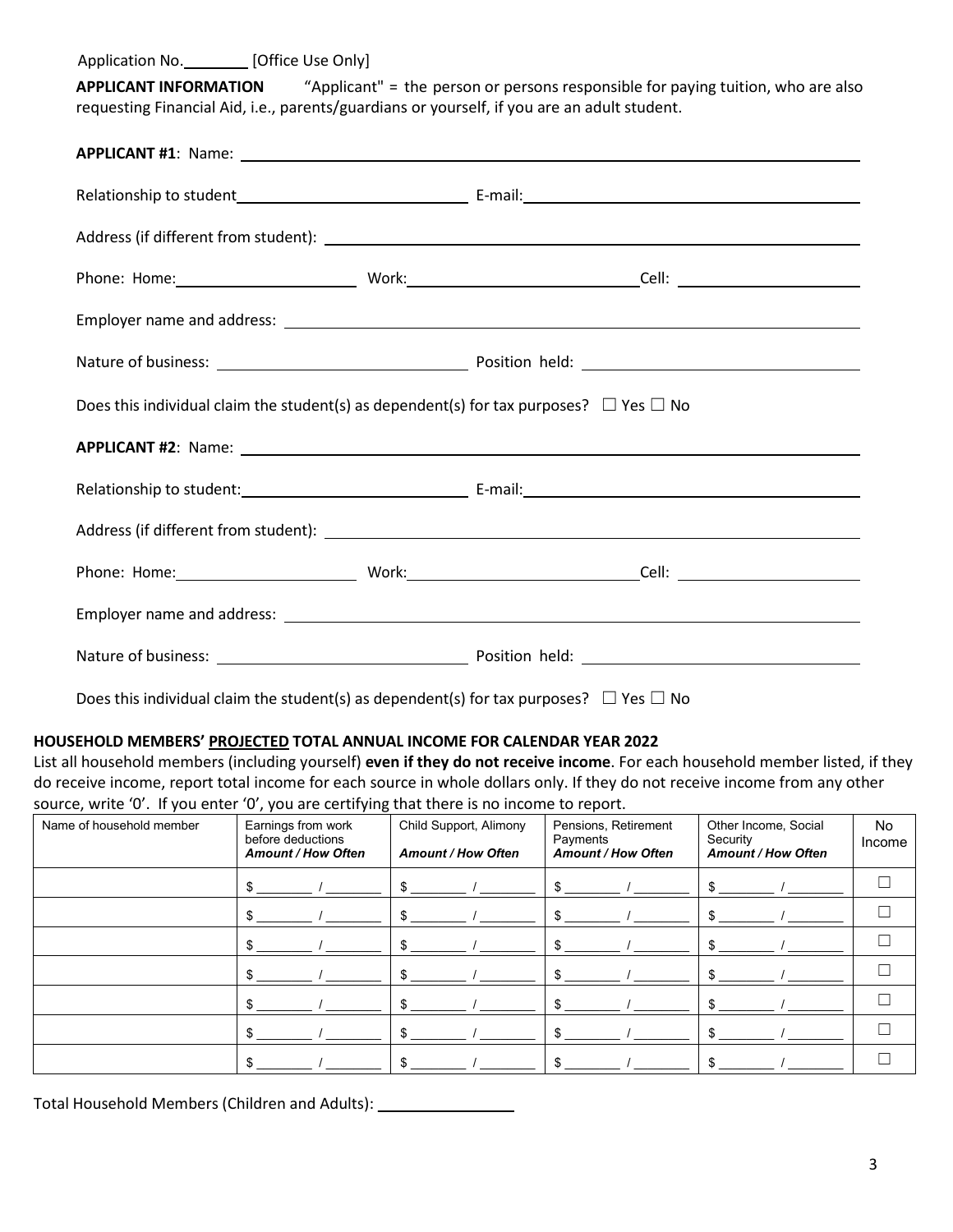Application No.________ [Office Use Only]

**APPLICANT INFORMATION** "Applicant" = the person or persons responsible for paying tuition, who are also requesting Financial Aid, i.e., parents/guardians or yourself, if you are an adult student.

**APPLICANT #1**: Name: ______________________________

Relationship to student______________________ E-mail:______________________

Address (if different from student): ______________________________

Phone: Home:__________________ Work:__________________Cell: __________________

Employer name and address: ______________________________

Nature of business: ______________________ Position held: ______________________

Does this individual claim the student(s) as dependent(s) for tax purposes? ☐ Yes ☐ No

**APPLICANT #2**: Name: ______________________________

Relationship to student:______________________ E-mail:______________________

Address (if different from student): ______________________________

Phone: Home:__________________ Work:__________________Cell: __________________

Employer name and address: ______________________________

Nature of business: ______________________ Position held: ______________________

Does this individual claim the student(s) as dependent(s) for tax purposes? ☐ Yes ☐ No

**HOUSEHOLD MEMBERS' PROJECTED TOTAL ANNUAL INCOME FOR CALENDAR YEAR 2022**

List all household members (including yourself) **even if they do not receive income**. For each household member listed, if they do receive income, report total income for each source in whole dollars only. If they do not receive income from any other source, write '0'. If you enter '0', you are certifying that there is no income to report.

| Name of household member | Earnings from work before deductions ***Amount / How Often*** | Child Support, Alimony ***Amount / How Often*** | Pensions, Retirement Payments ***Amount / How Often*** | Other Income, Social Security ***Amount / How Often*** | No Income |
|---|---|---|---|---|---|
| | $ ______ / ______ | $ ______ / ______ | $ ______ / ______ | $ ______ / ______ | ☐ |
| | $ ______ / ______ | $ ______ / ______ | $ ______ / ______ | $ ______ / ______ | ☐ |
| | $ ______ / ______ | $ ______ / ______ | $ ______ / ______ | $ ______ / ______ | ☐ |
| | $ ______ / ______ | $ ______ / ______ | $ ______ / ______ | $ ______ / ______ | ☐ |
| | $ ______ / ______ | $ ______ / ______ | $ ______ / ______ | $ ______ / ______ | ☐ |
| | $ ______ / ______ | $ ______ / ______ | $ ______ / ______ | $ ______ / ______ | ☐ |
| | $ ______ / ______ | $ ______ / ______ | $ ______ / ______ | $ ______ / ______ | ☐ |

Total Household Members (Children and Adults): ______________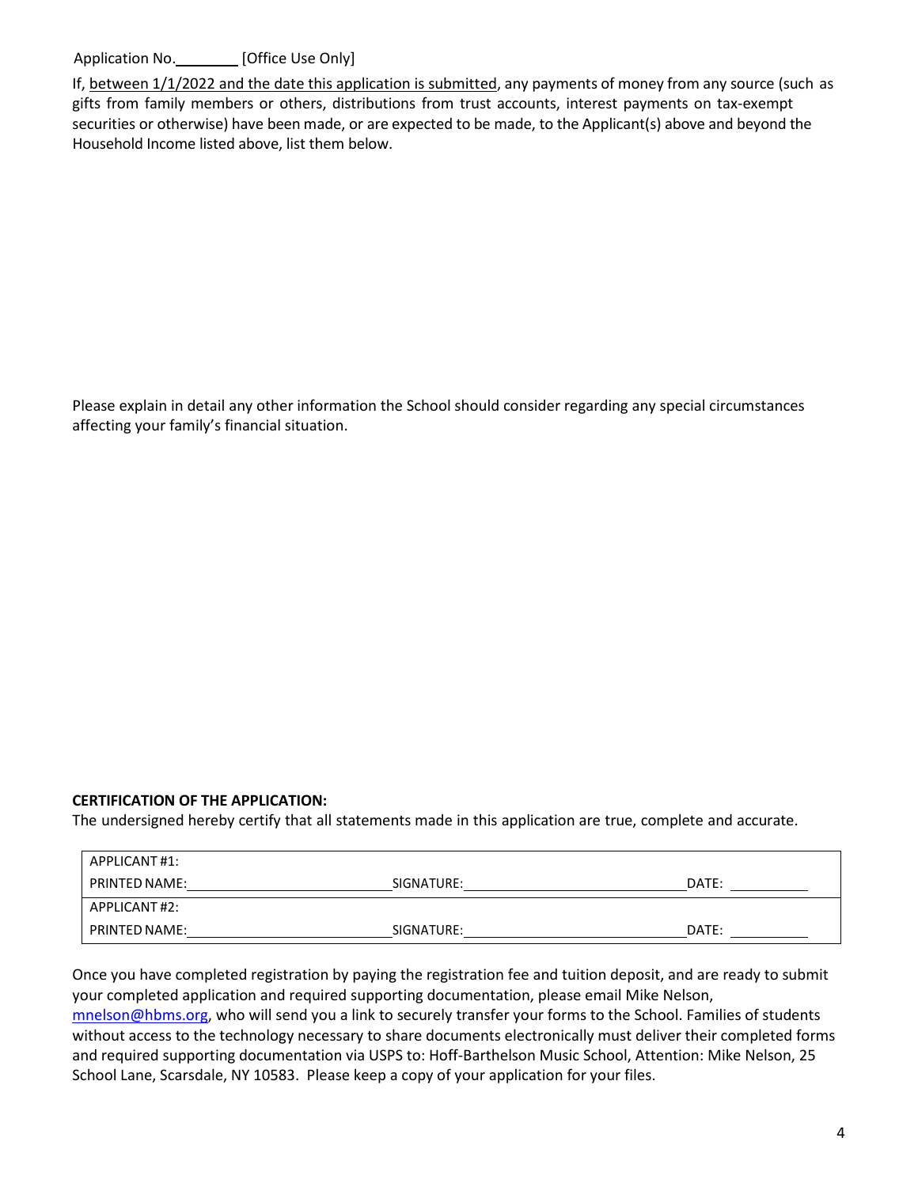Application No.________ [Office Use Only]

If, between 1/1/2022 and the date this application is submitted, any payments of money from any source (such as gifts from family members or others, distributions from trust accounts, interest payments on tax-exempt securities or otherwise) have been made, or are expected to be made, to the Applicant(s) above and beyond the Household Income listed above, list them below.

Please explain in detail any other information the School should consider regarding any special circumstances affecting your family's financial situation.

**CERTIFICATION OF THE APPLICATION:**

The undersigned hereby certify that all statements made in this application are true, complete and accurate.

| | | |
|---|---|---|
| APPLICANT #1: | | |
| PRINTED NAME:________ | SIGNATURE:________ | DATE:________ |
| APPLICANT #2: | | |
| PRINTED NAME:________ | SIGNATURE:________ | DATE:________ |

Once you have completed registration by paying the registration fee and tuition deposit, and are ready to submit your completed application and required supporting documentation, please email Mike Nelson, mnelson@hbms.org, who will send you a link to securely transfer your forms to the School. Families of students without access to the technology necessary to share documents electronically must deliver their completed forms and required supporting documentation via USPS to: Hoff-Barthelson Music School, Attention: Mike Nelson, 25 School Lane, Scarsdale, NY 10583. Please keep a copy of your application for your files.